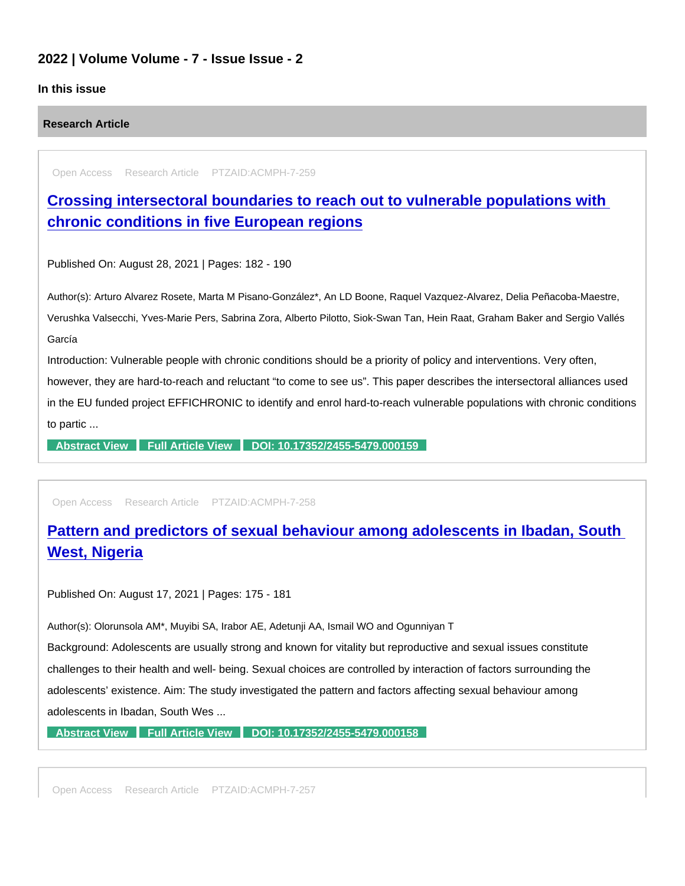## 2022 | Volume Volume - 7 - Issue Issue - 2

### In this issue

#### Research Article

Open Access Research Article PTZAID:ACMPH-7-259

### Crossing intersectoral boundaries to reach out to vulnerable populations with chronic conditions in five European regions

Published On: August 28, 2021 | Pages: 182 - 190

Author(s): Arturo Alvarez Rosete, Marta M Pisano-González*, An LD Boone, Raquel Vazquez-Alvarez, Delia Peñacoba-Maestre, Verushka Valsecchi, Yves-Marie Pers, Sabrina Zora, Alberto Pilotto, Siok-Swan Tan, Hein Raat, Graham Baker and Sergio Vallés García

Introduction: Vulnerable people with chronic conditions should be a priority of policy and interventions. Very often, however, they are hard-to-reach and reluctant "to come to see us". This paper describes the intersectoral alliances used in the EU funded project EFFICHRONIC to identify and enrol hard-to-reach vulnerable populations with chronic conditions to partic ...

**Abstract View** **Full Article View** **DOI: 10.17352/2455-5479.000159**

Open Access Research Article PTZAID:ACMPH-7-258

### Pattern and predictors of sexual behaviour among adolescents in Ibadan, South West, Nigeria

Published On: August 17, 2021 | Pages: 175 - 181

Author(s): Olorunsola AM*, Muyibi SA, Irabor AE, Adetunji AA, Ismail WO and Ogunniyan T

Background: Adolescents are usually strong and known for vitality but reproductive and sexual issues constitute challenges to their health and well- being. Sexual choices are controlled by interaction of factors surrounding the adolescents' existence. Aim: The study investigated the pattern and factors affecting sexual behaviour among adolescents in Ibadan, South Wes ...

**Abstract View** **Full Article View** **DOI: 10.17352/2455-5479.000158**

Open Access Research Article PTZAID:ACMPH-7-257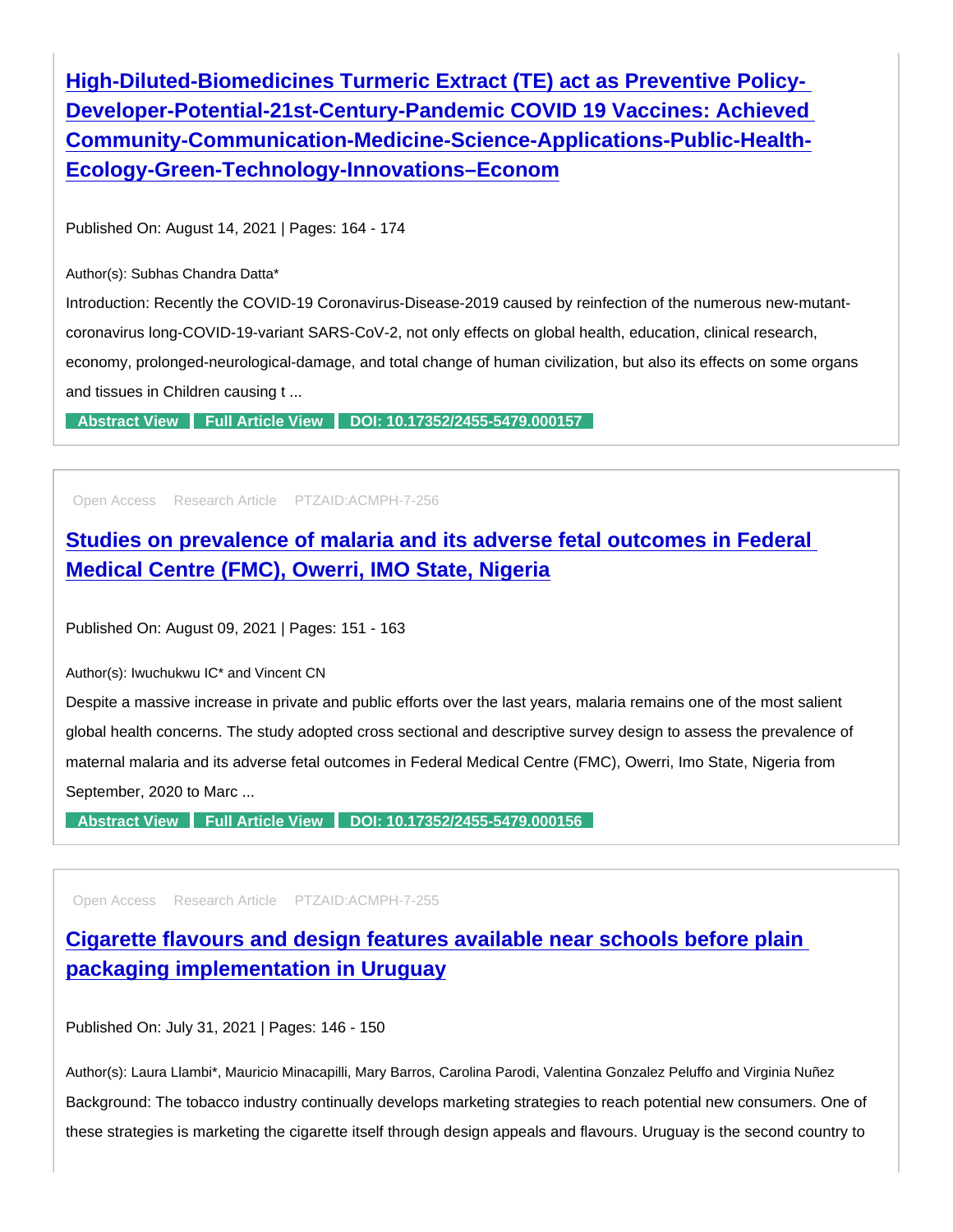## High-Diluted-Biomedicines Turmeric Extract (TE) act as Preventive Policy-Developer-Potential-21st-Century-Pandemic COVID 19 Vaccines: Achieved Community-Communication-Medicine-Science-Applications-Public-Health-Ecology-Green-Technology-Innovations–Econom

Published On: August 14, 2021 | Pages: 164 - 174

Author(s): Subhas Chandra Datta*

Introduction: Recently the COVID-19 Coronavirus-Disease-2019 caused by reinfection of the numerous new-mutant-coronavirus long-COVID-19-variant SARS-CoV-2, not only effects on global health, education, clinical research, economy, prolonged-neurological-damage, and total change of human civilization, but also its effects on some organs and tissues in Children causing t ...

Abstract View | Full Article View | DOI: 10.17352/2455-5479.000157

---

Open Access | Research Article | PTZAID:ACMPH-7-256

## Studies on prevalence of malaria and its adverse fetal outcomes in Federal Medical Centre (FMC), Owerri, IMO State, Nigeria

Published On: August 09, 2021 | Pages: 151 - 163

Author(s): Iwuchukwu IC* and Vincent CN

Despite a massive increase in private and public efforts over the last years, malaria remains one of the most salient global health concerns. The study adopted cross sectional and descriptive survey design to assess the prevalence of maternal malaria and its adverse fetal outcomes in Federal Medical Centre (FMC), Owerri, Imo State, Nigeria from September, 2020 to Marc ...

Abstract View | Full Article View | DOI: 10.17352/2455-5479.000156

---

Open Access | Research Article | PTZAID:ACMPH-7-255

## Cigarette flavours and design features available near schools before plain packaging implementation in Uruguay

Published On: July 31, 2021 | Pages: 146 - 150

Author(s): Laura Llambi*, Mauricio Minacapilli, Mary Barros, Carolina Parodi, Valentina Gonzalez Peluffo and Virginia Nuñez

Background: The tobacco industry continually develops marketing strategies to reach potential new consumers. One of these strategies is marketing the cigarette itself through design appeals and flavours. Uruguay is the second country to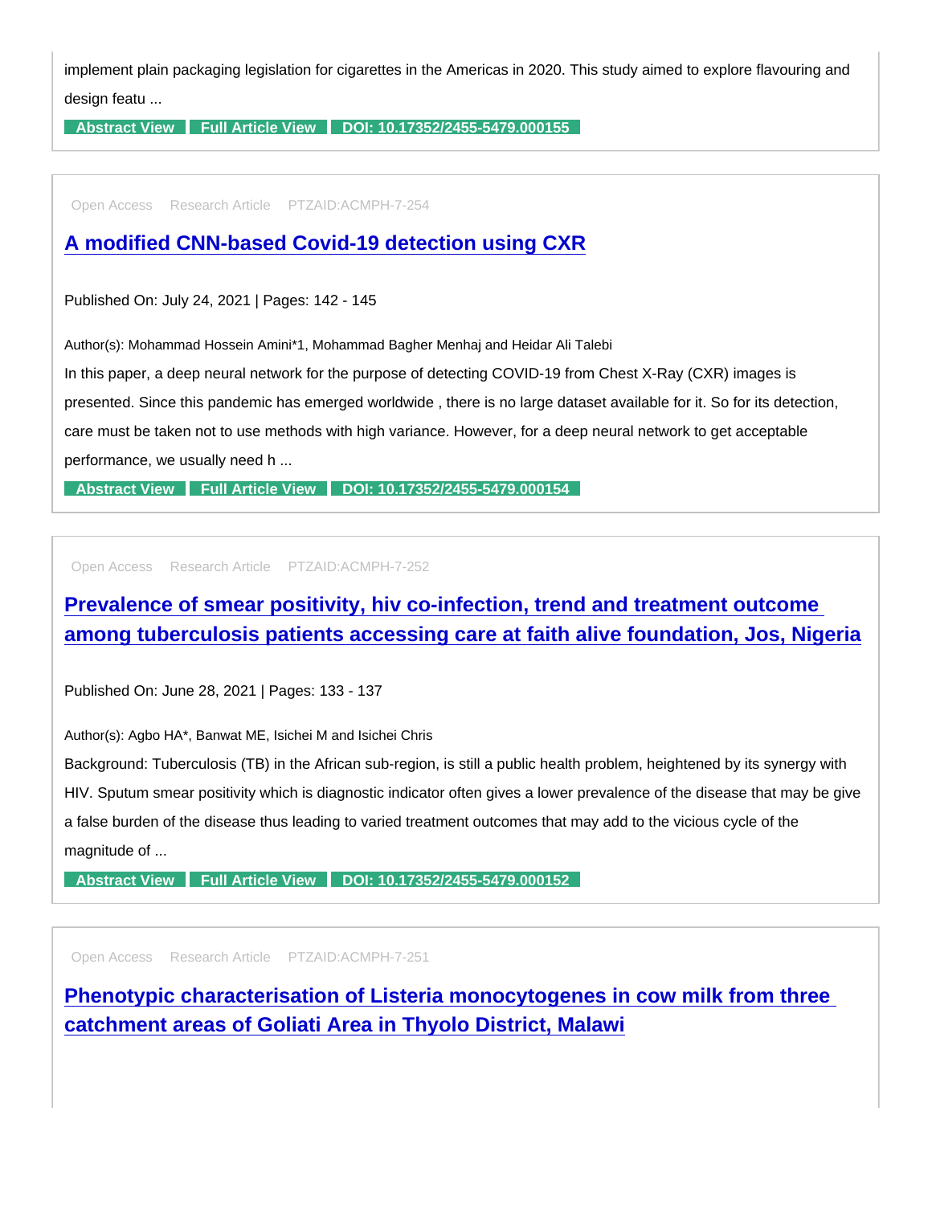implement plain packaging legislation for cigarettes in the Americas in 2020. This study aimed to explore flavouring and design featu ...

Abstract View | Full Article View | DOI: 10.17352/2455-5479.000155

---

Open Access    Research Article    PTZAID:ACMPH-7-254

## A modified CNN-based Covid-19 detection using CXR

Published On: July 24, 2021 | Pages: 142 - 145

Author(s): Mohammad Hossein Amini*1, Mohammad Bagher Menhaj and Heidar Ali Talebi

In this paper, a deep neural network for the purpose of detecting COVID-19 from Chest X-Ray (CXR) images is presented. Since this pandemic has emerged worldwide , there is no large dataset available for it. So for its detection, care must be taken not to use methods with high variance. However, for a deep neural network to get acceptable performance, we usually need h ...

Abstract View | Full Article View | DOI: 10.17352/2455-5479.000154

---

Open Access    Research Article    PTZAID:ACMPH-7-252

## Prevalence of smear positivity, hiv co-infection, trend and treatment outcome among tuberculosis patients accessing care at faith alive foundation, Jos, Nigeria

Published On: June 28, 2021 | Pages: 133 - 137

Author(s): Agbo HA*, Banwat ME, Isichei M and Isichei Chris

Background: Tuberculosis (TB) in the African sub-region, is still a public health problem, heightened by its synergy with HIV. Sputum smear positivity which is diagnostic indicator often gives a lower prevalence of the disease that may be give a false burden of the disease thus leading to varied treatment outcomes that may add to the vicious cycle of the magnitude of ...

Abstract View | Full Article View | DOI: 10.17352/2455-5479.000152

---

Open Access    Research Article    PTZAID:ACMPH-7-251

## Phenotypic characterisation of Listeria monocytogenes in cow milk from three catchment areas of Goliati Area in Thyolo District, Malawi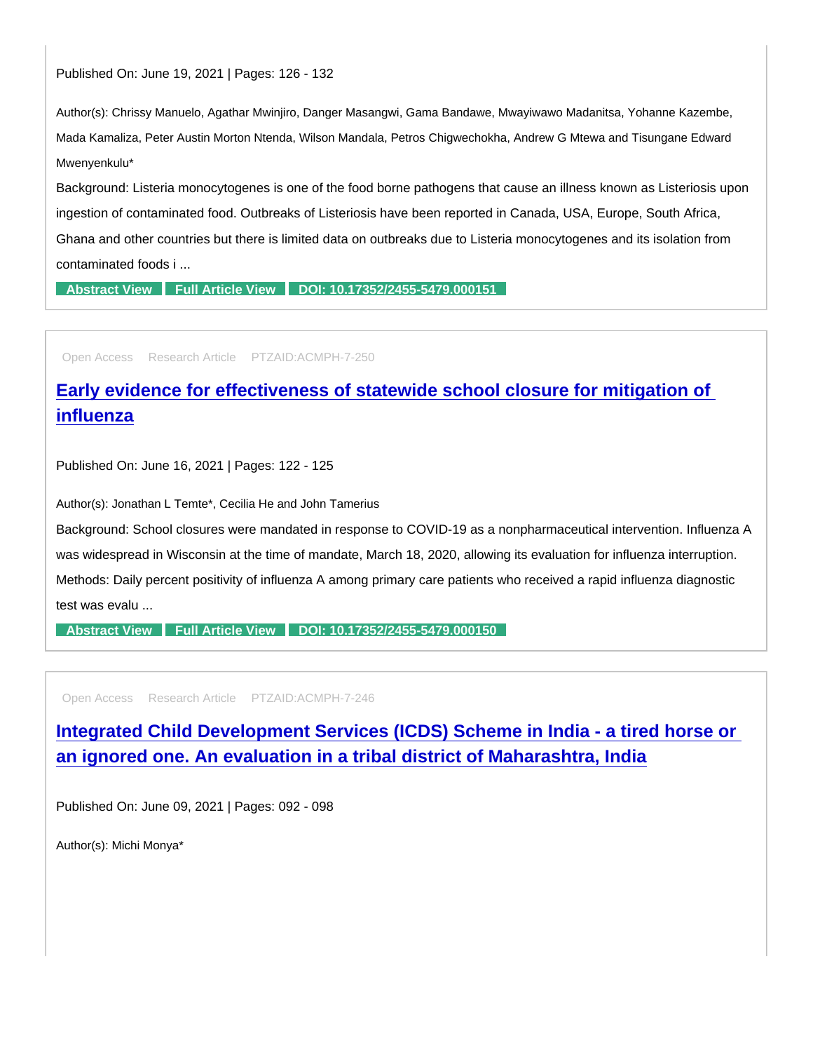Published On: June 19, 2021 | Pages: 126 - 132

Author(s): Chrissy Manuelo, Agathar Mwinjiro, Danger Masangwi, Gama Bandawe, Mwayiwawo Madanitsa, Yohanne Kazembe, Mada Kamaliza, Peter Austin Morton Ntenda, Wilson Mandala, Petros Chigwechokha, Andrew G Mtewa and Tisungane Edward Mwenyenkulu*

Background: Listeria monocytogenes is one of the food borne pathogens that cause an illness known as Listeriosis upon ingestion of contaminated food. Outbreaks of Listeriosis have been reported in Canada, USA, Europe, South Africa, Ghana and other countries but there is limited data on outbreaks due to Listeria monocytogenes and its isolation from contaminated foods i ...

**Abstract View** **Full Article View** **DOI: 10.17352/2455-5479.000151**

---

Open Access Research Article PTZAID:ACMPH-7-250

## Early evidence for effectiveness of statewide school closure for mitigation of influenza

Published On: June 16, 2021 | Pages: 122 - 125

Author(s): Jonathan L Temte*, Cecilia He and John Tamerius

Background: School closures were mandated in response to COVID-19 as a nonpharmaceutical intervention. Influenza A was widespread in Wisconsin at the time of mandate, March 18, 2020, allowing its evaluation for influenza interruption. Methods: Daily percent positivity of influenza A among primary care patients who received a rapid influenza diagnostic test was evalu ...

**Abstract View** **Full Article View** **DOI: 10.17352/2455-5479.000150**

---

Open Access Research Article PTZAID:ACMPH-7-246

## Integrated Child Development Services (ICDS) Scheme in India - a tired horse or an ignored one. An evaluation in a tribal district of Maharashtra, India

Published On: June 09, 2021 | Pages: 092 - 098

Author(s): Michi Monya*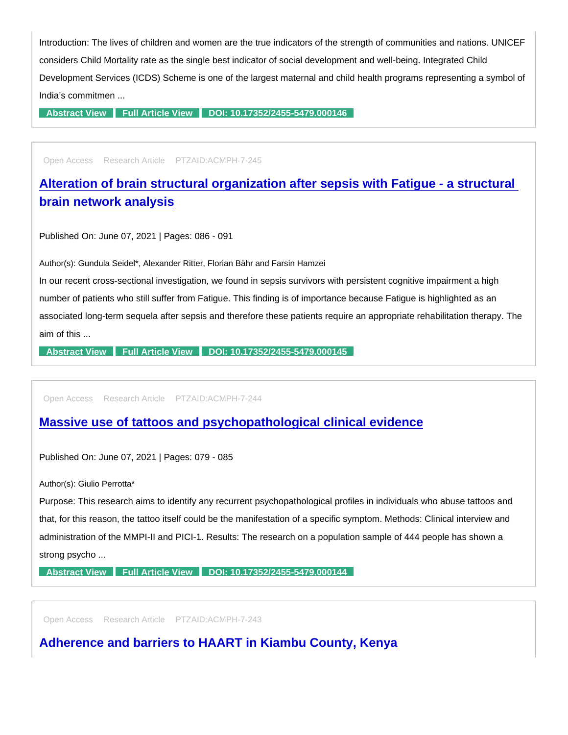Introduction: The lives of children and women are the true indicators of the strength of communities and nations. UNICEF considers Child Mortality rate as the single best indicator of social development and well-being. Integrated Child Development Services (ICDS) Scheme is one of the largest maternal and child health programs representing a symbol of India's commitmen ...

Abstract View | Full Article View | DOI: 10.17352/2455-5479.000146

---

Open Access   Research Article   PTZAID:ACMPH-7-245

## Alteration of brain structural organization after sepsis with Fatigue - a structural brain network analysis

Published On: June 07, 2021 | Pages: 086 - 091

Author(s): Gundula Seidel*, Alexander Ritter, Florian Bähr and Farsin Hamzei

In our recent cross-sectional investigation, we found in sepsis survivors with persistent cognitive impairment a high number of patients who still suffer from Fatigue. This finding is of importance because Fatigue is highlighted as an associated long-term sequela after sepsis and therefore these patients require an appropriate rehabilitation therapy. The aim of this ...

Abstract View | Full Article View | DOI: 10.17352/2455-5479.000145

---

Open Access   Research Article   PTZAID:ACMPH-7-244

## Massive use of tattoos and psychopathological clinical evidence

Published On: June 07, 2021 | Pages: 079 - 085

Author(s): Giulio Perrotta*

Purpose: This research aims to identify any recurrent psychopathological profiles in individuals who abuse tattoos and that, for this reason, the tattoo itself could be the manifestation of a specific symptom. Methods: Clinical interview and administration of the MMPI-II and PICI-1. Results: The research on a population sample of 444 people has shown a strong psycho ...

Abstract View | Full Article View | DOI: 10.17352/2455-5479.000144

---

Open Access   Research Article   PTZAID:ACMPH-7-243

## Adherence and barriers to HAART in Kiambu County, Kenya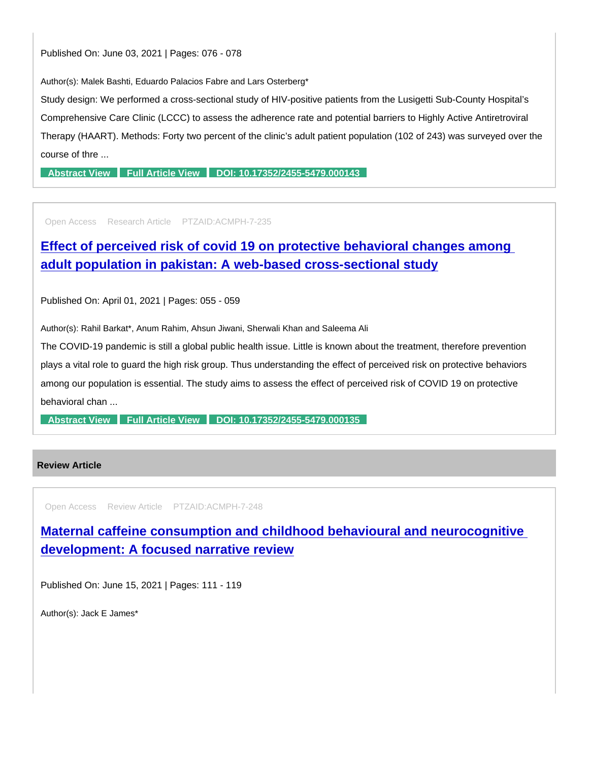Published On: June 03, 2021 | Pages: 076 - 078

Author(s): Malek Bashti, Eduardo Palacios Fabre and Lars Osterberg*

Study design: We performed a cross-sectional study of HIV-positive patients from the Lusigetti Sub-County Hospital's Comprehensive Care Clinic (LCCC) to assess the adherence rate and potential barriers to Highly Active Antiretroviral Therapy (HAART). Methods: Forty two percent of the clinic's adult patient population (102 of 243) was surveyed over the course of thre ...

Abstract View | Full Article View | DOI: 10.17352/2455-5479.000143

---

Open Access | Research Article | PTZAID:ACMPH-7-235

## Effect of perceived risk of covid 19 on protective behavioral changes among adult population in pakistan: A web-based cross-sectional study

Published On: April 01, 2021 | Pages: 055 - 059

Author(s): Rahil Barkat*, Anum Rahim, Ahsun Jiwani, Sherwali Khan and Saleema Ali

The COVID-19 pandemic is still a global public health issue. Little is known about the treatment, therefore prevention plays a vital role to guard the high risk group. Thus understanding the effect of perceived risk on protective behaviors among our population is essential. The study aims to assess the effect of perceived risk of COVID 19 on protective behavioral chan ...

Abstract View | Full Article View | DOI: 10.17352/2455-5479.000135

---

# Review Article

Open Access | Review Article | PTZAID:ACMPH-7-248

## Maternal caffeine consumption and childhood behavioural and neurocognitive development: A focused narrative review

Published On: June 15, 2021 | Pages: 111 - 119

Author(s): Jack E James*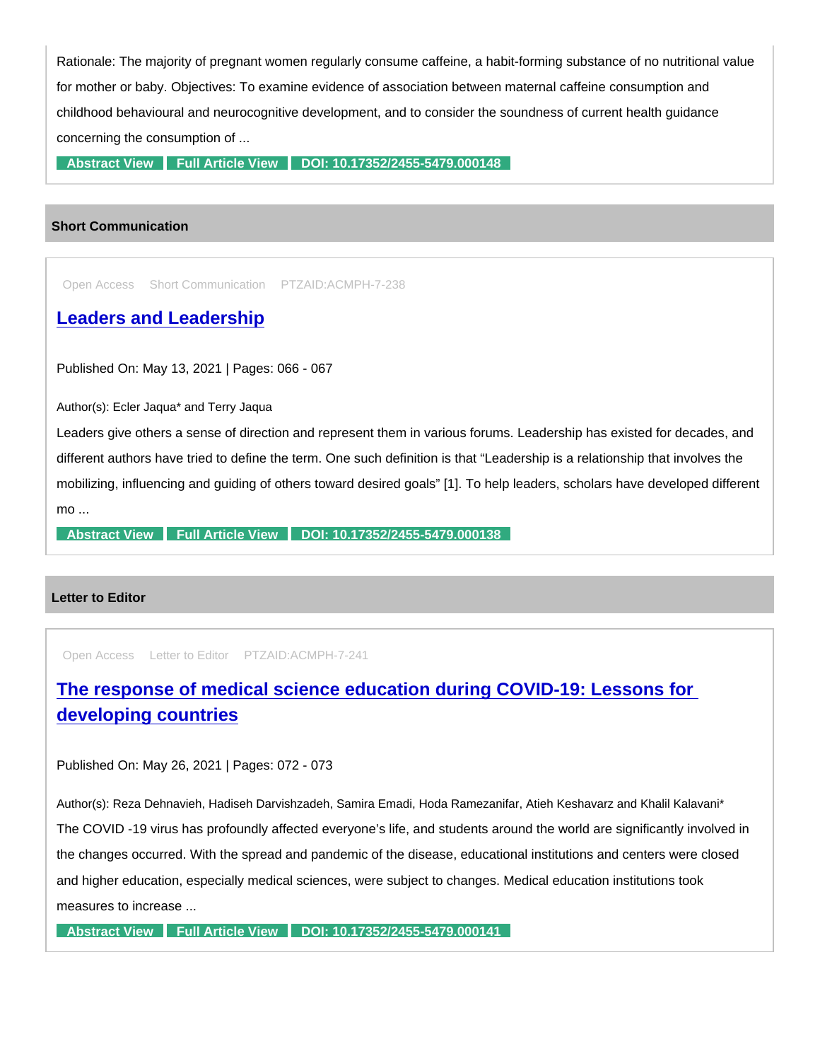Rationale: The majority of pregnant women regularly consume caffeine, a habit-forming substance of no nutritional value for mother or baby. Objectives: To examine evidence of association between maternal caffeine consumption and childhood behavioural and neurocognitive development, and to consider the soundness of current health guidance concerning the consumption of ...

Abstract View | Full Article View | DOI: 10.17352/2455-5479.000148

## Short Communication

Open Access Short Communication PTZAID:ACMPH-7-238

### Leaders and Leadership

Published On: May 13, 2021 | Pages: 066 - 067

Author(s): Ecler Jaqua* and Terry Jaqua

Leaders give others a sense of direction and represent them in various forums. Leadership has existed for decades, and different authors have tried to define the term. One such definition is that "Leadership is a relationship that involves the mobilizing, influencing and guiding of others toward desired goals" [1]. To help leaders, scholars have developed different mo ...

Abstract View | Full Article View | DOI: 10.17352/2455-5479.000138

## Letter to Editor

Open Access Letter to Editor PTZAID:ACMPH-7-241

### The response of medical science education during COVID-19: Lessons for developing countries

Published On: May 26, 2021 | Pages: 072 - 073

Author(s): Reza Dehnavieh, Hadiseh Darvishzadeh, Samira Emadi, Hoda Ramezanifar, Atieh Keshavarz and Khalil Kalavani*

The COVID -19 virus has profoundly affected everyone's life, and students around the world are significantly involved in the changes occurred. With the spread and pandemic of the disease, educational institutions and centers were closed and higher education, especially medical sciences, were subject to changes. Medical education institutions took measures to increase ...

Abstract View | Full Article View | DOI: 10.17352/2455-5479.000141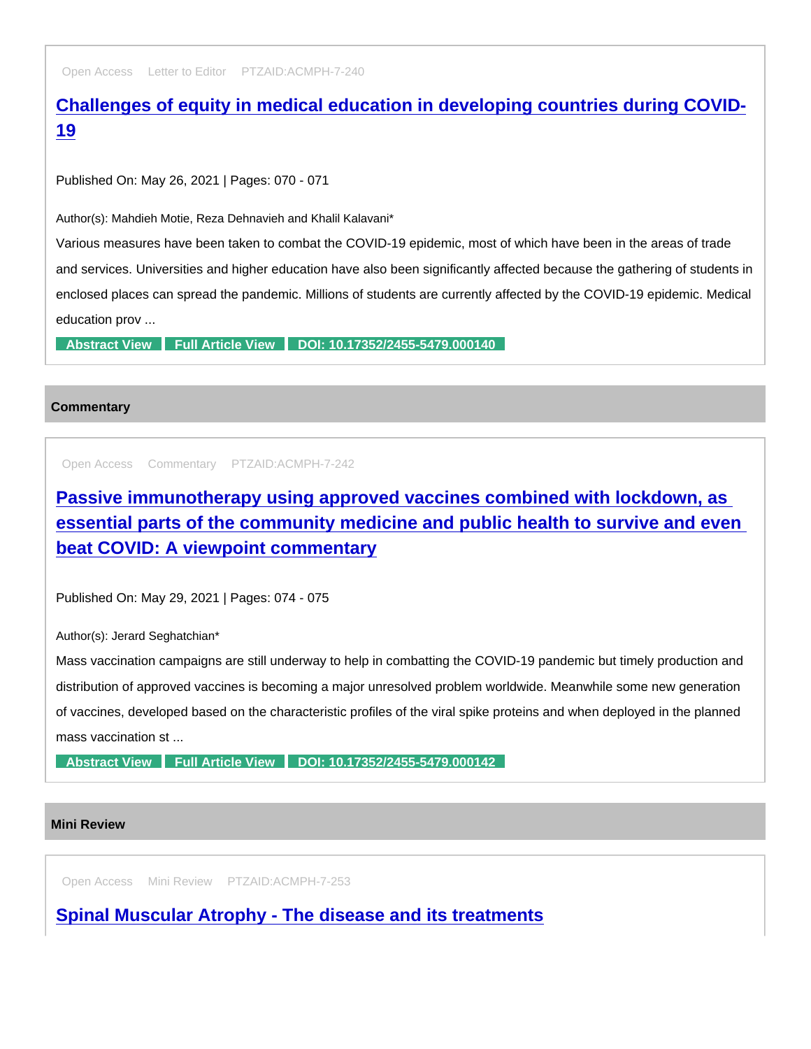Open Access Letter to Editor PTZAID:ACMPH-7-240

### Challenges of equity in medical education in developing countries during COVID-19

Published On: May 26, 2021 | Pages: 070 - 071

Author(s): Mahdieh Motie, Reza Dehnavieh and Khalil Kalavani*

Various measures have been taken to combat the COVID-19 epidemic, most of which have been in the areas of trade and services. Universities and higher education have also been significantly affected because the gathering of students in enclosed places can spread the pandemic. Millions of students are currently affected by the COVID-19 epidemic. Medical education prov ...

Abstract View | Full Article View | DOI: 10.17352/2455-5479.000140

## Commentary

Open Access Commentary PTZAID:ACMPH-7-242

### Passive immunotherapy using approved vaccines combined with lockdown, as essential parts of the community medicine and public health to survive and even beat COVID: A viewpoint commentary

Published On: May 29, 2021 | Pages: 074 - 075

Author(s): Jerard Seghatchian*

Mass vaccination campaigns are still underway to help in combatting the COVID-19 pandemic but timely production and distribution of approved vaccines is becoming a major unresolved problem worldwide. Meanwhile some new generation of vaccines, developed based on the characteristic profiles of the viral spike proteins and when deployed in the planned mass vaccination st ...

Abstract View | Full Article View | DOI: 10.17352/2455-5479.000142

## Mini Review

Open Access Mini Review PTZAID:ACMPH-7-253

### Spinal Muscular Atrophy - The disease and its treatments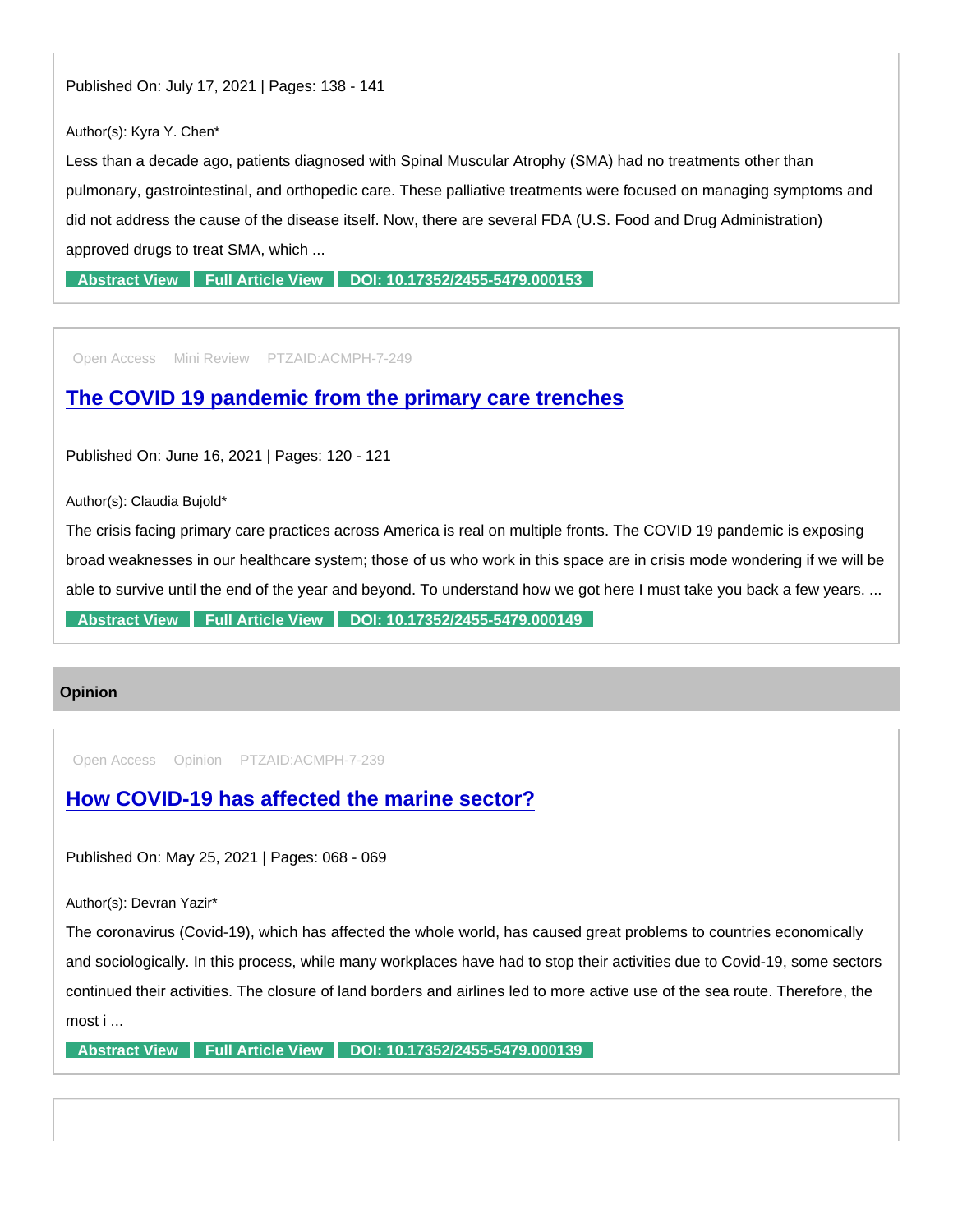Published On: July 17, 2021 | Pages: 138 - 141

Author(s): Kyra Y. Chen*

Less than a decade ago, patients diagnosed with Spinal Muscular Atrophy (SMA) had no treatments other than pulmonary, gastrointestinal, and orthopedic care. These palliative treatments were focused on managing symptoms and did not address the cause of the disease itself. Now, there are several FDA (U.S. Food and Drug Administration) approved drugs to treat SMA, which ...

**Abstract View** **Full Article View** **DOI: 10.17352/2455-5479.000153**

Open Access Mini Review PTZAID:ACMPH-7-249

## The COVID 19 pandemic from the primary care trenches

Published On: June 16, 2021 | Pages: 120 - 121

Author(s): Claudia Bujold*

The crisis facing primary care practices across America is real on multiple fronts. The COVID 19 pandemic is exposing broad weaknesses in our healthcare system; those of us who work in this space are in crisis mode wondering if we will be able to survive until the end of the year and beyond. To understand how we got here I must take you back a few years. ...

**Abstract View** **Full Article View** **DOI: 10.17352/2455-5479.000149**

**Opinion**

Open Access Opinion PTZAID:ACMPH-7-239

## How COVID-19 has affected the marine sector?

Published On: May 25, 2021 | Pages: 068 - 069

Author(s): Devran Yazir*

The coronavirus (Covid-19), which has affected the whole world, has caused great problems to countries economically and sociologically. In this process, while many workplaces have had to stop their activities due to Covid-19, some sectors continued their activities. The closure of land borders and airlines led to more active use of the sea route. Therefore, the most i ...

**Abstract View** **Full Article View** **DOI: 10.17352/2455-5479.000139**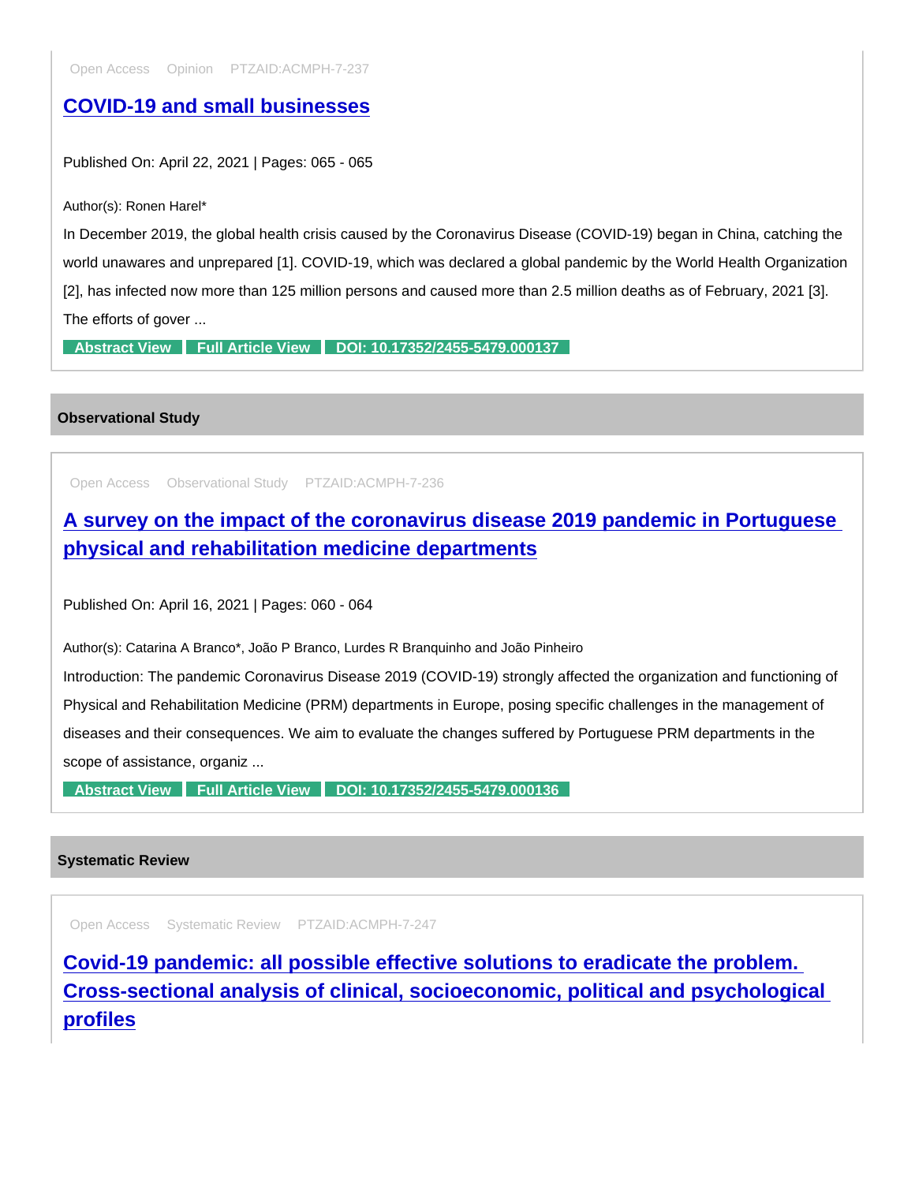Open Access Opinion PTZAID:ACMPH-7-237

### [COVID-19 and small businesses]

Published On: April 22, 2021 | Pages: 065 - 065

Author(s): Ronen Harel*

In December 2019, the global health crisis caused by the Coronavirus Disease (COVID-19) began in China, catching the world unawares and unprepared [1]. COVID-19, which was declared a global pandemic by the World Health Organization [2], has infected now more than 125 million persons and caused more than 2.5 million deaths as of February, 2021 [3]. The efforts of gover ...

Abstract View | Full Article View | DOI: 10.17352/2455-5479.000137

## Observational Study

Open Access Observational Study PTZAID:ACMPH-7-236

### [A survey on the impact of the coronavirus disease 2019 pandemic in Portuguese physical and rehabilitation medicine departments]

Published On: April 16, 2021 | Pages: 060 - 064

Author(s): Catarina A Branco*, João P Branco, Lurdes R Branquinho and João Pinheiro

Introduction: The pandemic Coronavirus Disease 2019 (COVID-19) strongly affected the organization and functioning of Physical and Rehabilitation Medicine (PRM) departments in Europe, posing specific challenges in the management of diseases and their consequences. We aim to evaluate the changes suffered by Portuguese PRM departments in the scope of assistance, organiz ...

Abstract View | Full Article View | DOI: 10.17352/2455-5479.000136

## Systematic Review

Open Access Systematic Review PTZAID:ACMPH-7-247

### [Covid-19 pandemic: all possible effective solutions to eradicate the problem. Cross-sectional analysis of clinical, socioeconomic, political and psychological profiles]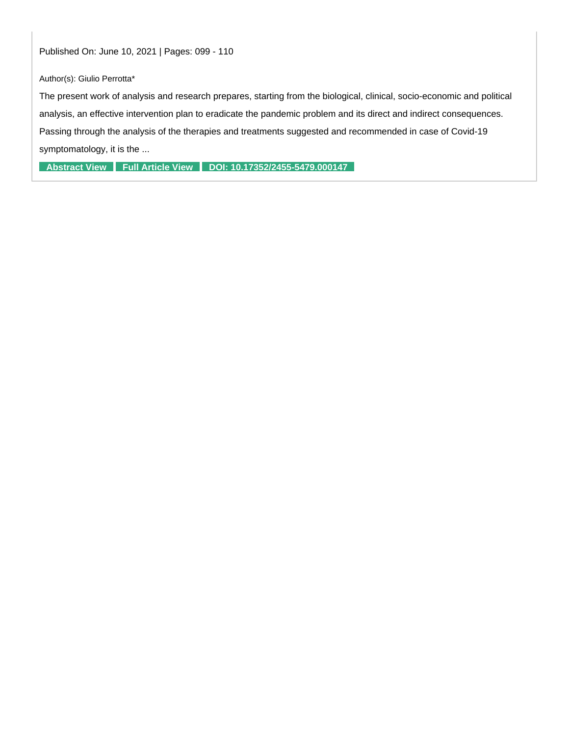Published On: June 10, 2021 | Pages: 099 - 110

Author(s): Giulio Perrotta*

The present work of analysis and research prepares, starting from the biological, clinical, socio-economic and political analysis, an effective intervention plan to eradicate the pandemic problem and its direct and indirect consequences. Passing through the analysis of the therapies and treatments suggested and recommended in case of Covid-19 symptomatology, it is the ...

**Abstract View** **Full Article View** **DOI: 10.17352/2455-5479.000147**